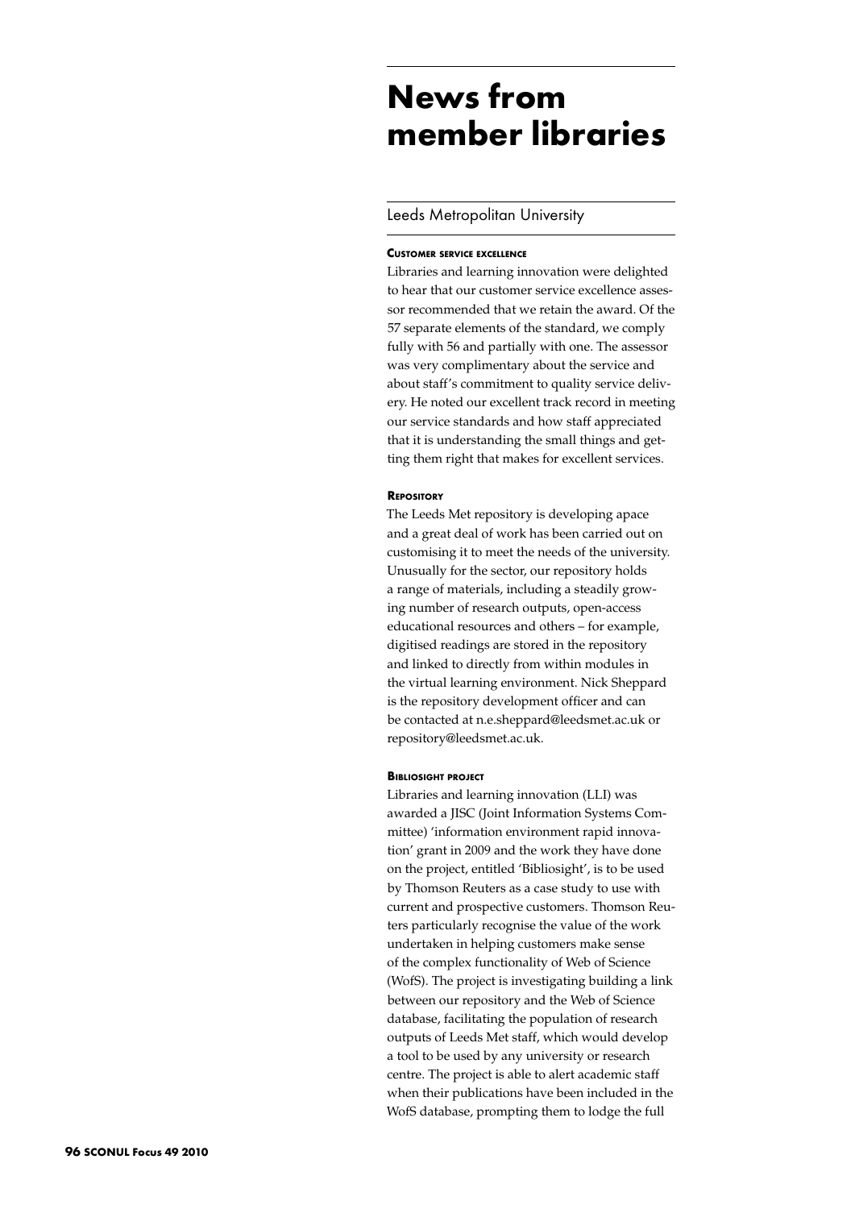# News from member libraries

## Leeds Metropolitan University

### Customer service excellence

Libraries and learning innovation were delighted to hear that our customer service excellence assessor recommended that we retain the award. Of the 57 separate elements of the standard, we comply fully with 56 and partially with one. The assessor was very complimentary about the service and about staff's commitment to quality service delivery. He noted our excellent track record in meeting our service standards and how staff appreciated that it is understanding the small things and getting them right that makes for excellent services.

### Repository

The Leeds Met repository is developing apace and a great deal of work has been carried out on customising it to meet the needs of the university. Unusually for the sector, our repository holds a range of materials, including a steadily growing number of research outputs, open-access educational resources and others – for example, digitised readings are stored in the repository and linked to directly from within modules in the virtual learning environment. Nick Sheppard is the repository development officer and can be contacted at n.e.sheppard@leedsmet.ac.uk or repository@leedsmet.ac.uk.

### Bibliosight project

Libraries and learning innovation (LLI) was awarded a JISC (Joint Information Systems Committee) 'information environment rapid innovation' grant in 2009 and the work they have done on the project, entitled 'Bibliosight', is to be used by Thomson Reuters as a case study to use with current and prospective customers. Thomson Reuters particularly recognise the value of the work undertaken in helping customers make sense of the complex functionality of Web of Science (WofS). The project is investigating building a link between our repository and the Web of Science database, facilitating the population of research outputs of Leeds Met staff, which would develop a tool to be used by any university or research centre. The project is able to alert academic staff when their publications have been included in the WofS database, prompting them to lodge the full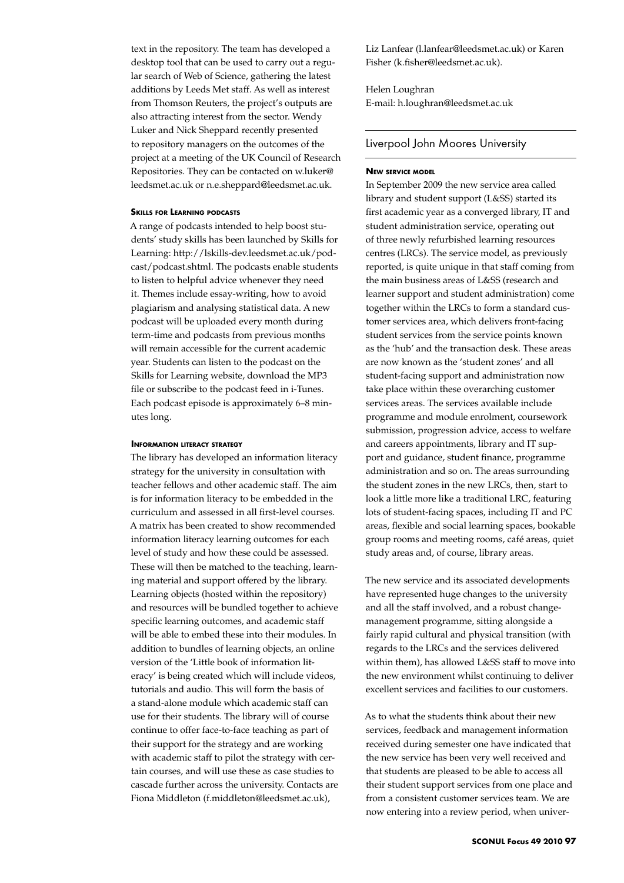text in the repository. The team has developed a desktop tool that can be used to carry out a regular search of Web of Science, gathering the latest additions by Leeds Met staff. As well as interest from Thomson Reuters, the project's outputs are also attracting interest from the sector. Wendy Luker and Nick Sheppard recently presented to repository managers on the outcomes of the project at a meeting of the UK Council of Research Repositories. They can be contacted on w.luker@leedsmet.ac.uk or n.e.sheppard@leedsmet.ac.uk.

#### Skills for Learning podcasts

A range of podcasts intended to help boost students' study skills has been launched by Skills for Learning: http://lskills-dev.leedsmet.ac.uk/podcast/podcast.shtml. The podcasts enable students to listen to helpful advice whenever they need it. Themes include essay-writing, how to avoid plagiarism and analysing statistical data. A new podcast will be uploaded every month during term-time and podcasts from previous months will remain accessible for the current academic year. Students can listen to the podcast on the Skills for Learning website, download the MP3 file or subscribe to the podcast feed in i-Tunes. Each podcast episode is approximately 6–8 minutes long.

#### Information literacy strategy

The library has developed an information literacy strategy for the university in consultation with teacher fellows and other academic staff. The aim is for information literacy to be embedded in the curriculum and assessed in all first-level courses. A matrix has been created to show recommended information literacy learning outcomes for each level of study and how these could be assessed. These will then be matched to the teaching, learning material and support offered by the library. Learning objects (hosted within the repository) and resources will be bundled together to achieve specific learning outcomes, and academic staff will be able to embed these into their modules. In addition to bundles of learning objects, an online version of the 'Little book of information literacy' is being created which will include videos, tutorials and audio. This will form the basis of a stand-alone module which academic staff can use for their students. The library will of course continue to offer face-to-face teaching as part of their support for the strategy and are working with academic staff to pilot the strategy with certain courses, and will use these as case studies to cascade further across the university. Contacts are Fiona Middleton (f.middleton@leedsmet.ac.uk), Liz Lanfear (l.lanfear@leedsmet.ac.uk) or Karen Fisher (k.fisher@leedsmet.ac.uk).

Helen Loughran
E-mail: h.loughran@leedsmet.ac.uk

## Liverpool John Moores University

#### New service model

In September 2009 the new service area called library and student support (L&SS) started its first academic year as a converged library, IT and student administration service, operating out of three newly refurbished learning resources centres (LRCs). The service model, as previously reported, is quite unique in that staff coming from the main business areas of L&SS (research and learner support and student administration) come together within the LRCs to form a standard customer services area, which delivers front-facing student services from the service points known as the 'hub' and the transaction desk. These areas are now known as the 'student zones' and all student-facing support and administration now take place within these overarching customer services areas. The services available include programme and module enrolment, coursework submission, progression advice, access to welfare and careers appointments, library and IT support and guidance, student finance, programme administration and so on. The areas surrounding the student zones in the new LRCs, then, start to look a little more like a traditional LRC, featuring lots of student-facing spaces, including IT and PC areas, flexible and social learning spaces, bookable group rooms and meeting rooms, café areas, quiet study areas and, of course, library areas.

The new service and its associated developments have represented huge changes to the university and all the staff involved, and a robust change-management programme, sitting alongside a fairly rapid cultural and physical transition (with regards to the LRCs and the services delivered within them), has allowed L&SS staff to move into the new environment whilst continuing to deliver excellent services and facilities to our customers.

As to what the students think about their new services, feedback and management information received during semester one have indicated that the new service has been very well received and that students are pleased to be able to access all their student support services from one place and from a consistent customer services team. We are now entering into a review period, when univer-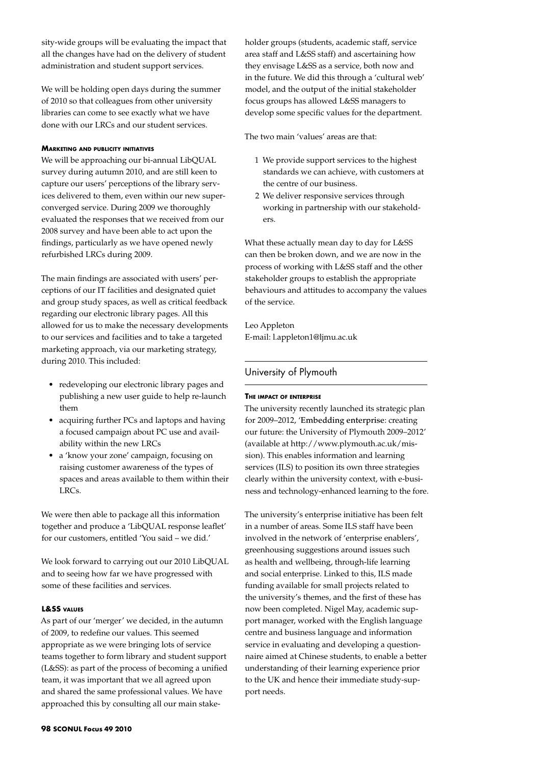sity-wide groups will be evaluating the impact that all the changes have had on the delivery of student administration and student support services.

We will be holding open days during the summer of 2010 so that colleagues from other university libraries can come to see exactly what we have done with our LRCs and our student services.

#### Marketing and publicity initiatives

We will be approaching our bi-annual LibQUAL survey during autumn 2010, and are still keen to capture our users' perceptions of the library services delivered to them, even within our new superconverged service. During 2009 we thoroughly evaluated the responses that we received from our 2008 survey and have been able to act upon the findings, particularly as we have opened newly refurbished LRCs during 2009.

The main findings are associated with users' perceptions of our IT facilities and designated quiet and group study spaces, as well as critical feedback regarding our electronic library pages. All this allowed for us to make the necessary developments to our services and facilities and to take a targeted marketing approach, via our marketing strategy, during 2010. This included:

- redeveloping our electronic library pages and publishing a new user guide to help re-launch them
- acquiring further PCs and laptops and having a focused campaign about PC use and availability within the new LRCs
- a 'know your zone' campaign, focusing on raising customer awareness of the types of spaces and areas available to them within their LRCs.

We were then able to package all this information together and produce a 'LibQUAL response leaflet' for our customers, entitled 'You said – we did.'

We look forward to carrying out our 2010 LibQUAL and to seeing how far we have progressed with some of these facilities and services.

#### L&SS values

As part of our 'merger' we decided, in the autumn of 2009, to redefine our values. This seemed appropriate as we were bringing lots of service teams together to form library and student support (L&SS): as part of the process of becoming a unified team, it was important that we all agreed upon and shared the same professional values. We have approached this by consulting all our main stakeholder groups (students, academic staff, service area staff and L&SS staff) and ascertaining how they envisage L&SS as a service, both now and in the future. We did this through a 'cultural web' model, and the output of the initial stakeholder focus groups has allowed L&SS managers to develop some specific values for the department.

The two main 'values' areas are that:

1. We provide support services to the highest standards we can achieve, with customers at the centre of our business.
2. We deliver responsive services through working in partnership with our stakeholders.

What these actually mean day to day for L&SS can then be broken down, and we are now in the process of working with L&SS staff and the other stakeholder groups to establish the appropriate behaviours and attitudes to accompany the values of the service.

Leo Appleton
E-mail: l.appleton1@ljmu.ac.uk

## University of Plymouth

#### The impact of enterprise

The university recently launched its strategic plan for 2009–2012, 'Embedding enterprise: creating our future: the University of Plymouth 2009–2012' (available at http://www.plymouth.ac.uk/mission). This enables information and learning services (ILS) to position its own three strategies clearly within the university context, with e-business and technology-enhanced learning to the fore.

The university's enterprise initiative has been felt in a number of areas. Some ILS staff have been involved in the network of 'enterprise enablers', greenhousing suggestions around issues such as health and wellbeing, through-life learning and social enterprise. Linked to this, ILS made funding available for small projects related to the university's themes, and the first of these has now been completed. Nigel May, academic support manager, worked with the English language centre and business language and information service in evaluating and developing a questionnaire aimed at Chinese students, to enable a better understanding of their learning experience prior to the UK and hence their immediate study-support needs.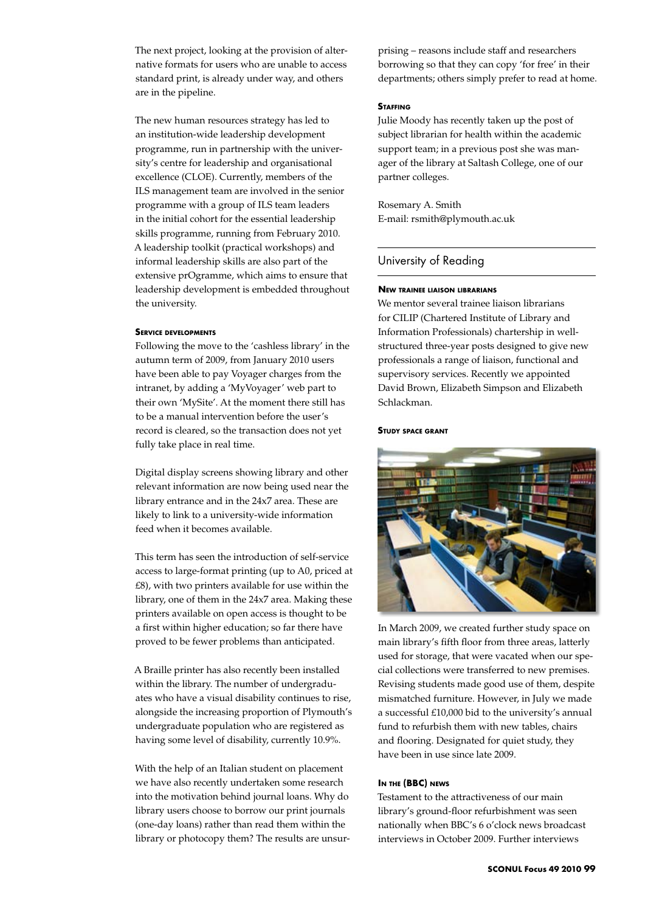The next project, looking at the provision of alternative formats for users who are unable to access standard print, is already under way, and others are in the pipeline.

The new human resources strategy has led to an institution-wide leadership development programme, run in partnership with the university's centre for leadership and organisational excellence (CLOE). Currently, members of the ILS management team are involved in the senior programme with a group of ILS team leaders in the initial cohort for the essential leadership skills programme, running from February 2010. A leadership toolkit (practical workshops) and informal leadership skills are also part of the extensive prOgramme, which aims to ensure that leadership development is embedded throughout the university.

#### Service developments

Following the move to the 'cashless library' in the autumn term of 2009, from January 2010 users have been able to pay Voyager charges from the intranet, by adding a 'MyVoyager' web part to their own 'MySite'. At the moment there still has to be a manual intervention before the user's record is cleared, so the transaction does not yet fully take place in real time.

Digital display screens showing library and other relevant information are now being used near the library entrance and in the 24x7 area. These are likely to link to a university-wide information feed when it becomes available.

This term has seen the introduction of self-service access to large-format printing (up to A0, priced at £8), with two printers available for use within the library, one of them in the 24x7 area. Making these printers available on open access is thought to be a first within higher education; so far there have proved to be fewer problems than anticipated.

A Braille printer has also recently been installed within the library. The number of undergraduates who have a visual disability continues to rise, alongside the increasing proportion of Plymouth's undergraduate population who are registered as having some level of disability, currently 10.9%.

With the help of an Italian student on placement we have also recently undertaken some research into the motivation behind journal loans. Why do library users choose to borrow our print journals (one-day loans) rather than read them within the library or photocopy them? The results are unsurprising – reasons include staff and researchers borrowing so that they can copy 'for free' in their departments; others simply prefer to read at home.

#### Staffing

Julie Moody has recently taken up the post of subject librarian for health within the academic support team; in a previous post she was manager of the library at Saltash College, one of our partner colleges.

Rosemary A. Smith
E-mail: rsmith@plymouth.ac.uk

## University of Reading

#### New trainee liaison librarians

We mentor several trainee liaison librarians for CILIP (Chartered Institute of Library and Information Professionals) chartership in well-structured three-year posts designed to give new professionals a range of liaison, functional and supervisory services. Recently we appointed David Brown, Elizabeth Simpson and Elizabeth Schlackman.

#### Study space grant

In March 2009, we created further study space on main library's fifth floor from three areas, latterly used for storage, that were vacated when our special collections were transferred to new premises. Revising students made good use of them, despite mismatched furniture. However, in July we made a successful £10,000 bid to the university's annual fund to refurbish them with new tables, chairs and flooring. Designated for quiet study, they have been in use since late 2009.

#### In the (BBC) news

Testament to the attractiveness of our main library's ground-floor refurbishment was seen nationally when BBC's 6 o'clock news broadcast interviews in October 2009. Further interviews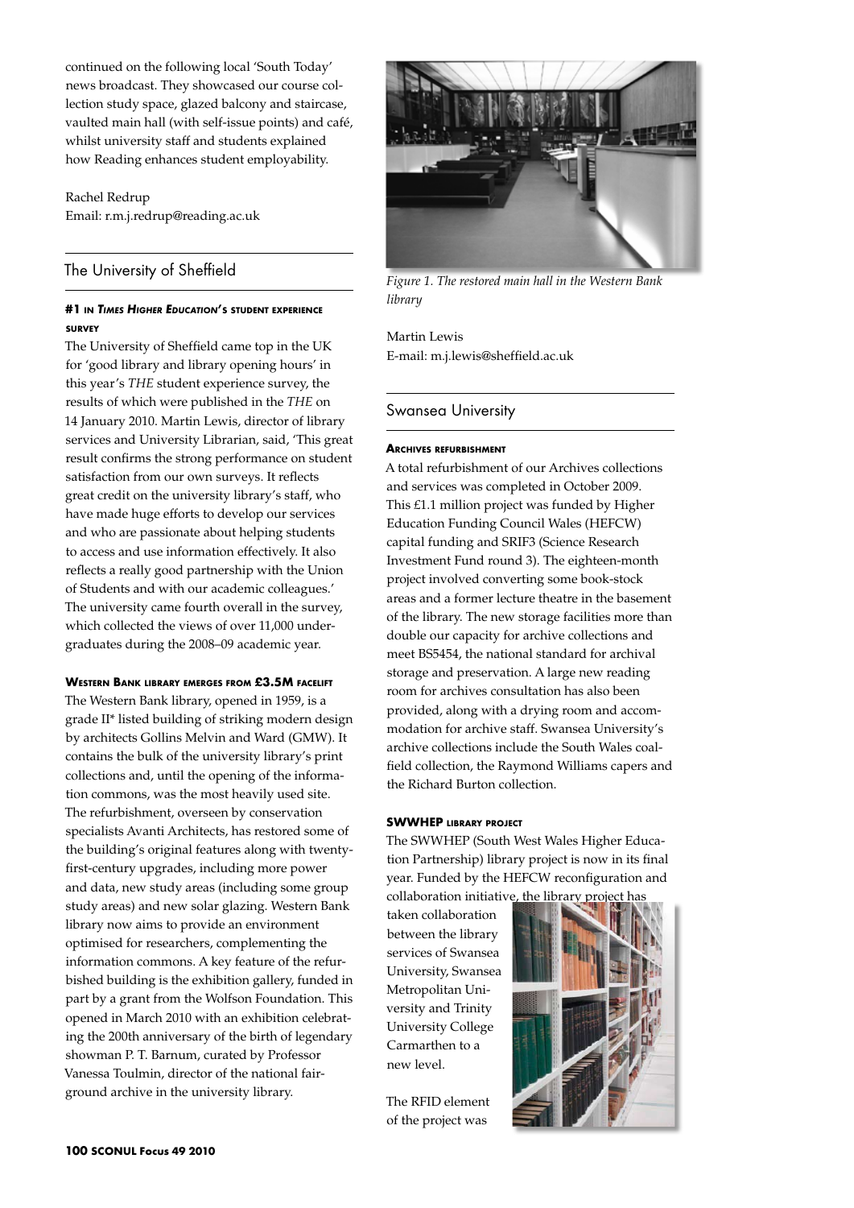continued on the following local 'South Today' news broadcast. They showcased our course collection study space, glazed balcony and staircase, vaulted main hall (with self-issue points) and café, whilst university staff and students explained how Reading enhances student employability.

Rachel Redrup
Email: r.m.j.redrup@reading.ac.uk

## The University of Sheffield

#### #1 in *Times Higher Education*'s student experience survey

The University of Sheffield came top in the UK for 'good library and library opening hours' in this year's *THE* student experience survey, the results of which were published in the *THE* on 14 January 2010. Martin Lewis, director of library services and University Librarian, said, 'This great result confirms the strong performance on student satisfaction from our own surveys. It reflects great credit on the university library's staff, who have made huge efforts to develop our services and who are passionate about helping students to access and use information effectively. It also reflects a really good partnership with the Union of Students and with our academic colleagues.' The university came fourth overall in the survey, which collected the views of over 11,000 undergraduates during the 2008–09 academic year.

#### Western Bank library emerges from £3.5m facelift

The Western Bank library, opened in 1959, is a grade II* listed building of striking modern design by architects Gollins Melvin and Ward (GMW). It contains the bulk of the university library's print collections and, until the opening of the information commons, was the most heavily used site. The refurbishment, overseen by conservation specialists Avanti Architects, has restored some of the building's original features along with twenty-first-century upgrades, including more power and data, new study areas (including some group study areas) and new solar glazing. Western Bank library now aims to provide an environment optimised for researchers, complementing the information commons. A key feature of the refurbished building is the exhibition gallery, funded in part by a grant from the Wolfson Foundation. This opened in March 2010 with an exhibition celebrating the 200th anniversary of the birth of legendary showman P. T. Barnum, curated by Professor Vanessa Toulmin, director of the national fairground archive in the university library.

*Figure 1. The restored main hall in the Western Bank library*

Martin Lewis
E-mail: m.j.lewis@sheffield.ac.uk

## Swansea University

#### Archives refurbishment

A total refurbishment of our Archives collections and services was completed in October 2009. This £1.1 million project was funded by Higher Education Funding Council Wales (HEFCW) capital funding and SRIF3 (Science Research Investment Fund round 3). The eighteen-month project involved converting some book-stock areas and a former lecture theatre in the basement of the library. The new storage facilities more than double our capacity for archive collections and meet BS5454, the national standard for archival storage and preservation. A large new reading room for archives consultation has also been provided, along with a drying room and accommodation for archive staff. Swansea University's archive collections include the South Wales coalfield collection, the Raymond Williams capers and the Richard Burton collection.

#### SWWHEP library project

The SWWHEP (South West Wales Higher Education Partnership) library project is now in its final year. Funded by the HEFCW reconfiguration and collaboration initiative, the library project has taken collaboration between the library services of Swansea University, Swansea Metropolitan University and Trinity University College Carmarthen to a new level.

The RFID element of the project was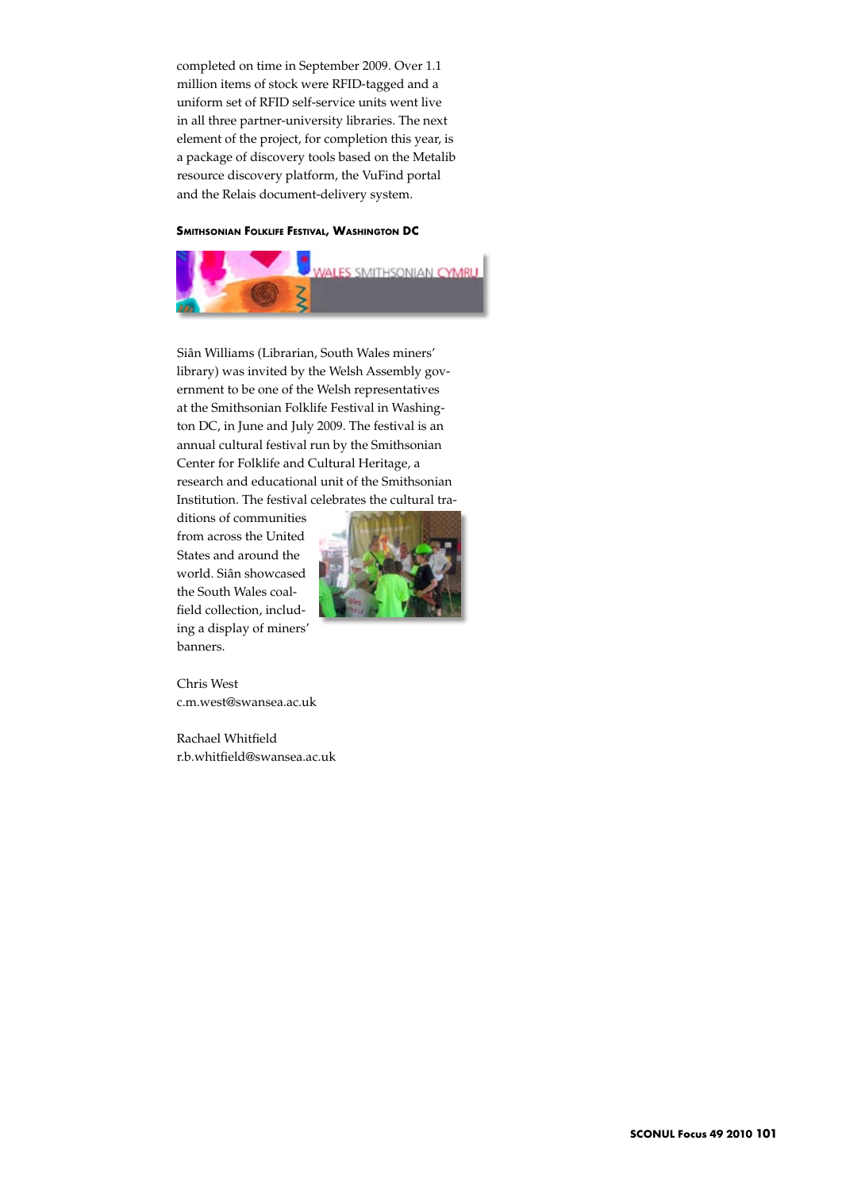completed on time in September 2009. Over 1.1 million items of stock were RFID-tagged and a uniform set of RFID self-service units went live in all three partner-university libraries. The next element of the project, for completion this year, is a package of discovery tools based on the Metalib resource discovery platform, the VuFind portal and the Relais document-delivery system.

#### Smithsonian Folklife Festival, Washington DC

Siân Williams (Librarian, South Wales miners' library) was invited by the Welsh Assembly government to be one of the Welsh representatives at the Smithsonian Folklife Festival in Washington DC, in June and July 2009. The festival is an annual cultural festival run by the Smithsonian Center for Folklife and Cultural Heritage, a research and educational unit of the Smithsonian Institution. The festival celebrates the cultural traditions of communities from across the United States and around the world. Siân showcased the South Wales coalfield collection, including a display of miners' banners.

Chris West
c.m.west@swansea.ac.uk

Rachael Whitfield
r.b.whitfield@swansea.ac.uk